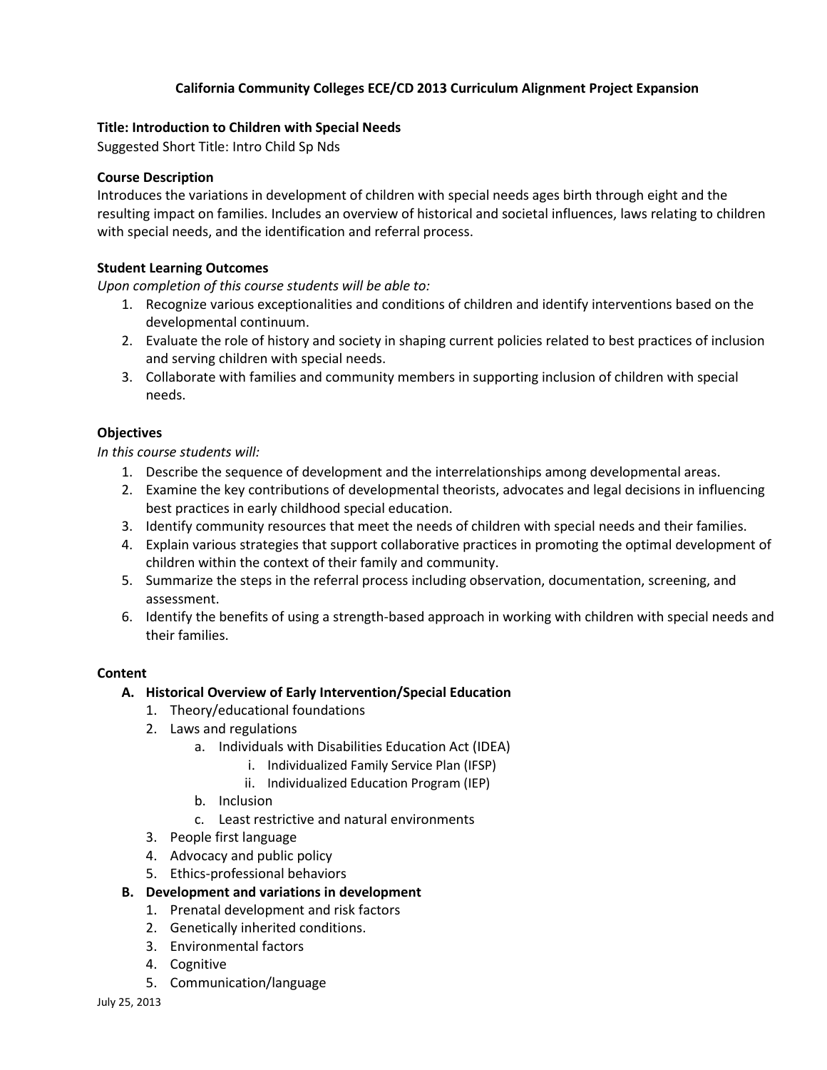# California Community Colleges ECE/CD 2013 Curriculum Alignment Project Expansion

**Title: Introduction to Children with Special Needs**

Suggested Short Title: Intro Child Sp Nds

## Course Description

Introduces the variations in development of children with special needs ages birth through eight and the resulting impact on families. Includes an overview of historical and societal influences, laws relating to children with special needs, and the identification and referral process.

## Student Learning Outcomes

*Upon completion of this course students will be able to:*

1. Recognize various exceptionalities and conditions of children and identify interventions based on the developmental continuum.
2. Evaluate the role of history and society in shaping current policies related to best practices of inclusion and serving children with special needs.
3. Collaborate with families and community members in supporting inclusion of children with special needs.

## Objectives

*In this course students will:*

1. Describe the sequence of development and the interrelationships among developmental areas.
2. Examine the key contributions of developmental theorists, advocates and legal decisions in influencing best practices in early childhood special education.
3. Identify community resources that meet the needs of children with special needs and their families.
4. Explain various strategies that support collaborative practices in promoting the optimal development of children within the context of their family and community.
5. Summarize the steps in the referral process including observation, documentation, screening, and assessment.
6. Identify the benefits of using a strength-based approach in working with children with special needs and their families.

## Content

- **A. Historical Overview of Early Intervention/Special Education**
  1. Theory/educational foundations
  2. Laws and regulations
     - a. Individuals with Disabilities Education Act (IDEA)
       - i. Individualized Family Service Plan (IFSP)
       - ii. Individualized Education Program (IEP)
     - b. Inclusion
     - c. Least restrictive and natural environments
  3. People first language
  4. Advocacy and public policy
  5. Ethics-professional behaviors
- **B. Development and variations in development**
  1. Prenatal development and risk factors
  2. Genetically inherited conditions.
  3. Environmental factors
  4. Cognitive
  5. Communication/language

July 25, 2013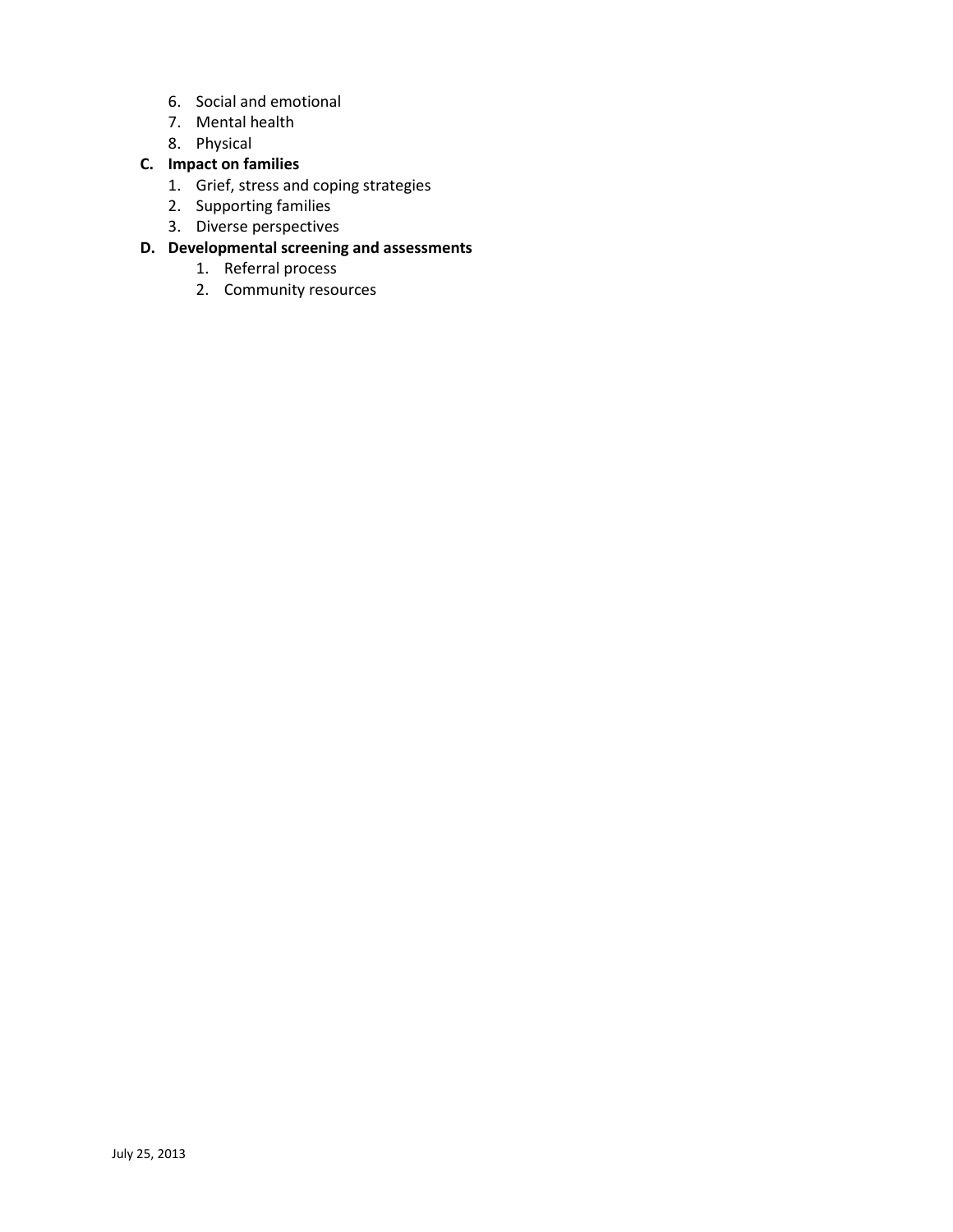6. Social and emotional
7. Mental health
8. Physical

**C. Impact on families**

1. Grief, stress and coping strategies
2. Supporting families
3. Diverse perspectives

**D. Developmental screening and assessments**

1. Referral process
2. Community resources

July 25, 2013